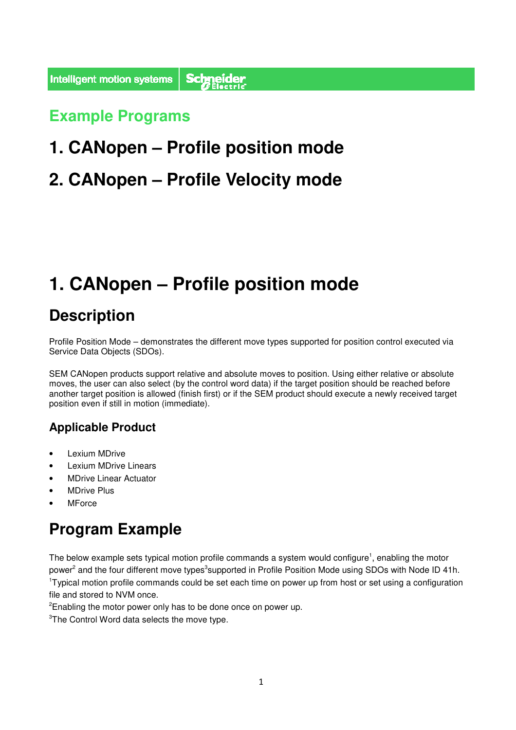# Example Programs

# 1. CANopen – Profile position mode

# 2. CANopen – Profile Velocity mode

# 1. CANopen – Profile position mode

## Description

Profile Position Mode – demonstrates the different move types supported for position control executed via Service Data Objects (SDOs).

SEM CANopen products support relative and absolute moves to position. Using either relative or absolute moves, the user can also select (by the control word data) if the target position should be reached before another target position is allowed (finish first) or if the SEM product should execute a newly received target position even if still in motion (immediate).

### Applicable Product

- Lexium MDrive
- Lexium MDrive Linears
- MDrive Linear Actuator
- MDrive Plus
- MForce

## Program Example

The below example sets typical motion profile commands a system would configure[1], enabling the motor power[2] and the four different move types[3]supported in Profile Position Mode using SDOs with Node ID 41h.

[1]Typical motion profile commands could be set each time on power up from host or set using a configuration file and stored to NVM once.

[2]Enabling the motor power only has to be done once on power up.

[3]The Control Word data selects the move type.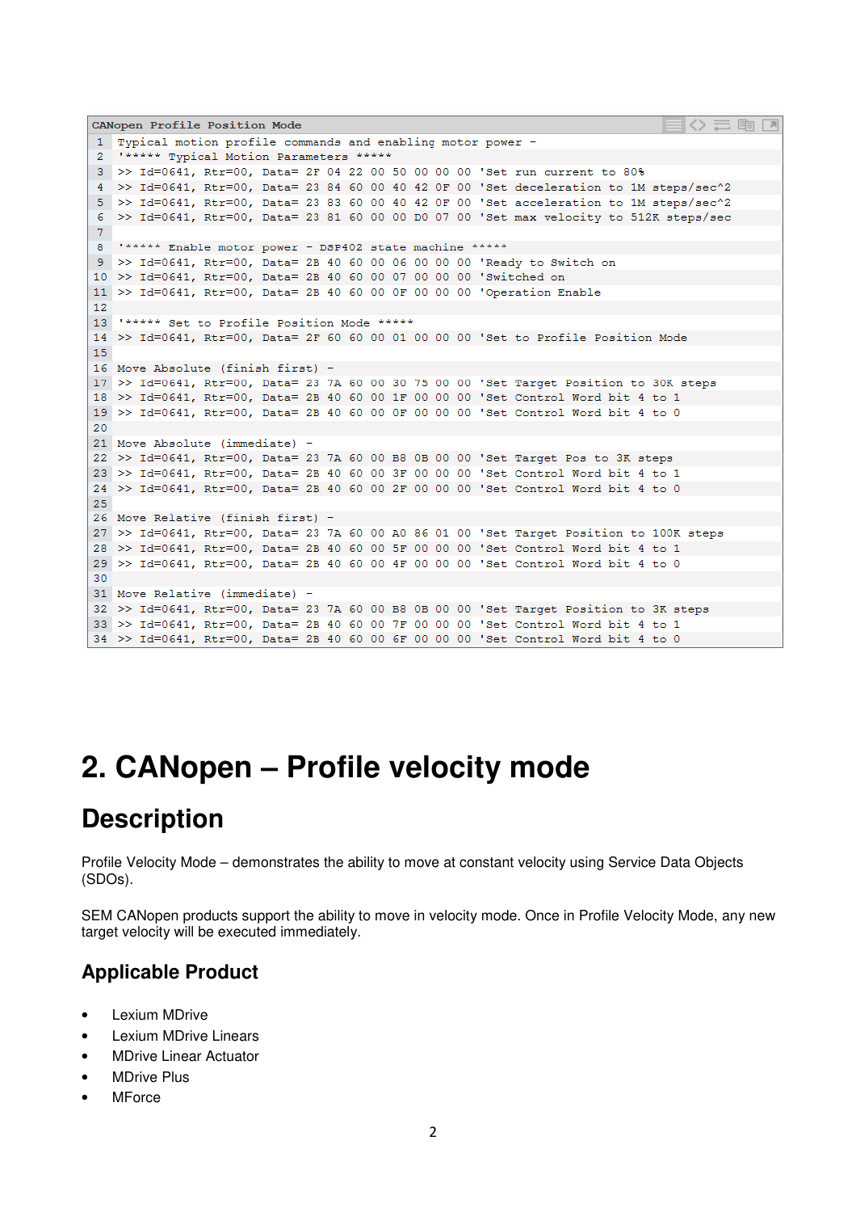CANopen Profile Position Mode

```
1  Typical motion profile commands and enabling motor power -
2  '***** Typical Motion Parameters *****
3  >> Id=0641, Rtr=00, Data= 2F 04 22 00 50 00 00 00 'Set run current to 80%
4  >> Id=0641, Rtr=00, Data= 23 84 60 00 40 42 0F 00 'Set deceleration to 1M steps/sec^2
5  >> Id=0641, Rtr=00, Data= 23 83 60 00 40 42 0F 00 'Set acceleration to 1M steps/sec^2
6  >> Id=0641, Rtr=00, Data= 23 81 60 00 00 D0 07 00 'Set max velocity to 512K steps/sec
7
8  '***** Enable motor power - DSP402 state machine *****
9  >> Id=0641, Rtr=00, Data= 2B 40 60 00 06 00 00 00 'Ready to Switch on
10 >> Id=0641, Rtr=00, Data= 2B 40 60 00 07 00 00 00 'Switched on
11 >> Id=0641, Rtr=00, Data= 2B 40 60 00 0F 00 00 00 'Operation Enable
12
13 '***** Set to Profile Position Mode *****
14 >> Id=0641, Rtr=00, Data= 2F 60 60 00 01 00 00 00 'Set to Profile Position Mode
15
16 Move Absolute (finish first) -
17 >> Id=0641, Rtr=00, Data= 23 7A 60 00 30 75 00 00 'Set Target Position to 30K steps
18 >> Id=0641, Rtr=00, Data= 2B 40 60 00 1F 00 00 00 'Set Control Word bit 4 to 1
19 >> Id=0641, Rtr=00, Data= 2B 40 60 00 0F 00 00 00 'Set Control Word bit 4 to 0
20
21 Move Absolute (immediate) -
22 >> Id=0641, Rtr=00, Data= 23 7A 60 00 B8 0B 00 00 'Set Target Pos to 3K steps
23 >> Id=0641, Rtr=00, Data= 2B 40 60 00 3F 00 00 00 'Set Control Word bit 4 to 1
24 >> Id=0641, Rtr=00, Data= 2B 40 60 00 2F 00 00 00 'Set Control Word bit 4 to 0
25
26 Move Relative (finish first) -
27 >> Id=0641, Rtr=00, Data= 23 7A 60 00 A0 86 01 00 'Set Target Position to 100K steps
28 >> Id=0641, Rtr=00, Data= 2B 40 60 00 5F 00 00 00 'Set Control Word bit 4 to 1
29 >> Id=0641, Rtr=00, Data= 2B 40 60 00 4F 00 00 00 'Set Control Word bit 4 to 0
30
31 Move Relative (immediate) -
32 >> Id=0641, Rtr=00, Data= 23 7A 60 00 B8 0B 00 00 'Set Target Position to 3K steps
33 >> Id=0641, Rtr=00, Data= 2B 40 60 00 7F 00 00 00 'Set Control Word bit 4 to 1
34 >> Id=0641, Rtr=00, Data= 2B 40 60 00 6F 00 00 00 'Set Control Word bit 4 to 0
```

# 2. CANopen – Profile velocity mode

## Description

Profile Velocity Mode – demonstrates the ability to move at constant velocity using Service Data Objects (SDOs).

SEM CANopen products support the ability to move in velocity mode. Once in Profile Velocity Mode, any new target velocity will be executed immediately.

### Applicable Product

- Lexium MDrive
- Lexium MDrive Linears
- MDrive Linear Actuator
- MDrive Plus
- MForce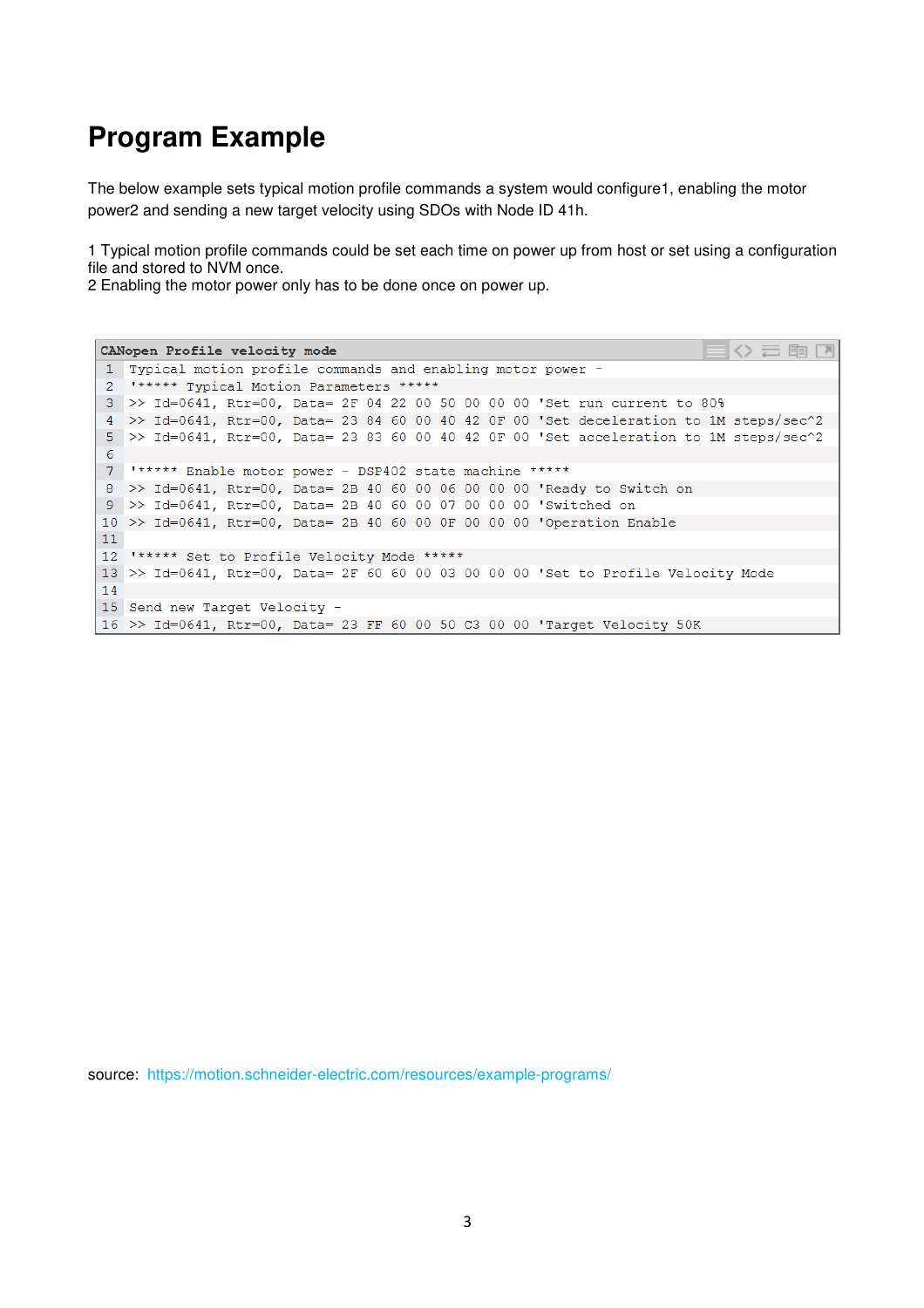# Program Example

The below example sets typical motion profile commands a system would configure1, enabling the motor power2 and sending a new target velocity using SDOs with Node ID 41h.

1 Typical motion profile commands could be set each time on power up from host or set using a configuration file and stored to NVM once.
2 Enabling the motor power only has to be done once on power up.

**CANopen Profile velocity mode**

```
1   Typical motion profile commands and enabling motor power -
2   '***** Typical Motion Parameters *****
3   >> Id=0641, Rtr=00, Data= 2F 04 22 00 50 00 00 00 'Set run current to 80%
4   >> Id=0641, Rtr=00, Data= 23 84 60 00 40 42 0F 00 'Set deceleration to 1M steps/sec^2
5   >> Id=0641, Rtr=00, Data= 23 83 60 00 40 42 0F 00 'Set acceleration to 1M steps/sec^2
6
7   '***** Enable motor power - DSP402 state machine *****
8   >> Id=0641, Rtr=00, Data= 2B 40 60 00 06 00 00 00 'Ready to Switch on
9   >> Id=0641, Rtr=00, Data= 2B 40 60 00 07 00 00 00 'Switched on
10  >> Id=0641, Rtr=00, Data= 2B 40 60 00 0F 00 00 00 'Operation Enable
11
12  '***** Set to Profile Velocity Mode *****
13  >> Id=0641, Rtr=00, Data= 2F 60 60 00 03 00 00 00 'Set to Profile Velocity Mode
14
15  Send new Target Velocity -
16  >> Id=0641, Rtr=00, Data= 23 FF 60 00 50 C3 00 00 'Target Velocity 50K
```

source: https://motion.schneider-electric.com/resources/example-programs/